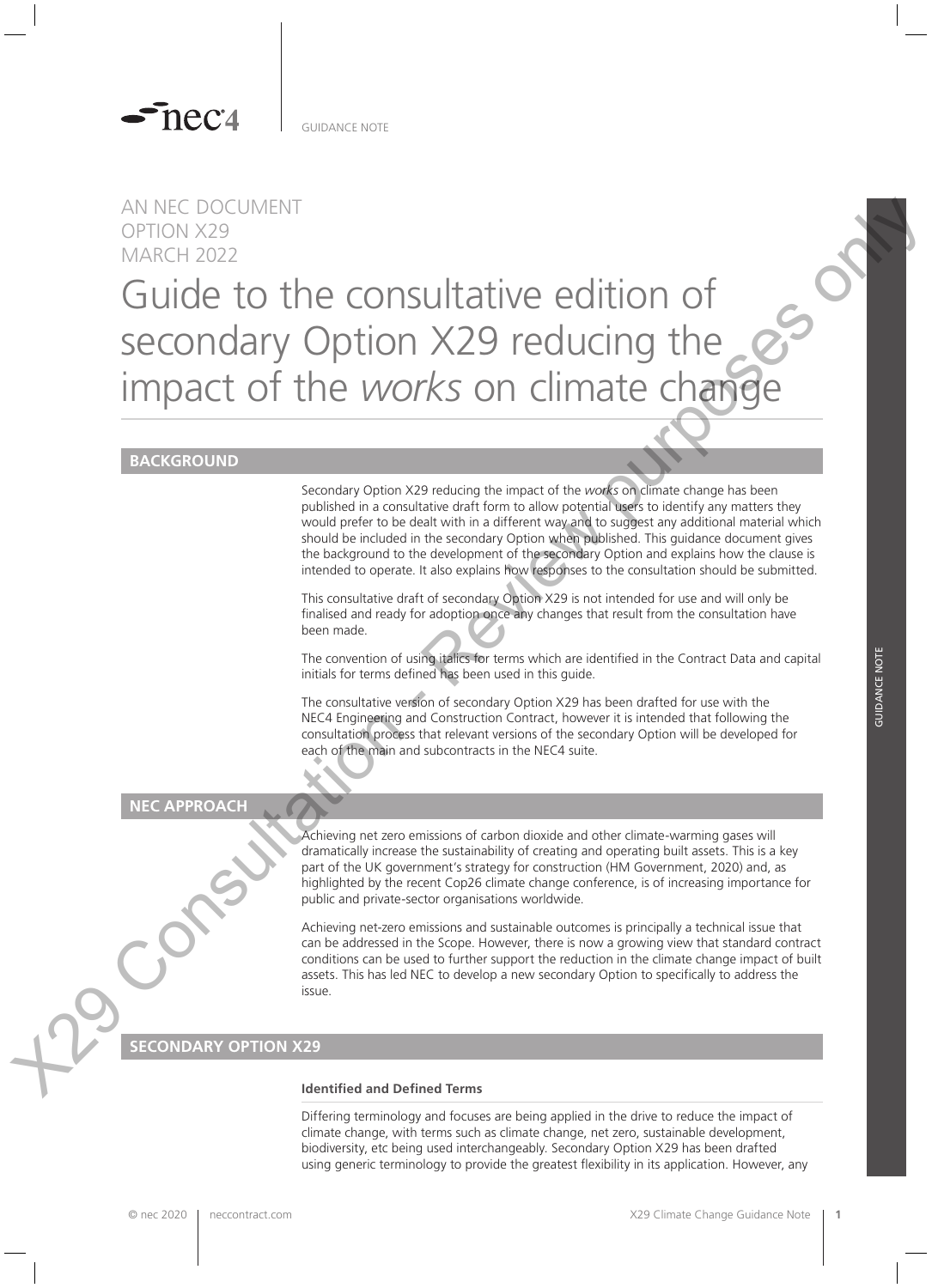AN NEC DOCUMENT
OPTION X29
MARCH 2022

# Guide to the consultative edition of secondary Option X29 reducing the impact of the *works* on climate change

## BACKGROUND

Secondary Option X29 reducing the impact of the *works* on climate change has been published in a consultative draft form to allow potential users to identify any matters they would prefer to be dealt with in a different way and to suggest any additional material which should be included in the secondary Option when published. This guidance document gives the background to the development of the secondary Option and explains how the clause is intended to operate. It also explains how responses to the consultation should be submitted.

This consultative draft of secondary Option X29 is not intended for use and will only be finalised and ready for adoption once any changes that result from the consultation have been made.

The convention of using italics for terms which are identified in the Contract Data and capital initials for terms defined has been used in this guide.

The consultative version of secondary Option X29 has been drafted for use with the NEC4 Engineering and Construction Contract, however it is intended that following the consultation process that relevant versions of the secondary Option will be developed for each of the main and subcontracts in the NEC4 suite.

## NEC APPROACH

Achieving net zero emissions of carbon dioxide and other climate-warming gases will dramatically increase the sustainability of creating and operating built assets. This is a key part of the UK government's strategy for construction (HM Government, 2020) and, as highlighted by the recent Cop26 climate change conference, is of increasing importance for public and private-sector organisations worldwide.

Achieving net-zero emissions and sustainable outcomes is principally a technical issue that can be addressed in the Scope. However, there is now a growing view that standard contract conditions can be used to further support the reduction in the climate change impact of built assets. This has led NEC to develop a new secondary Option to specifically to address the issue.

## SECONDARY OPTION X29

### Identified and Defined Terms

Differing terminology and focuses are being applied in the drive to reduce the impact of climate change, with terms such as climate change, net zero, sustainable development, biodiversity, etc being used interchangeably. Secondary Option X29 has been drafted using generic terminology to provide the greatest flexibility in its application. However, any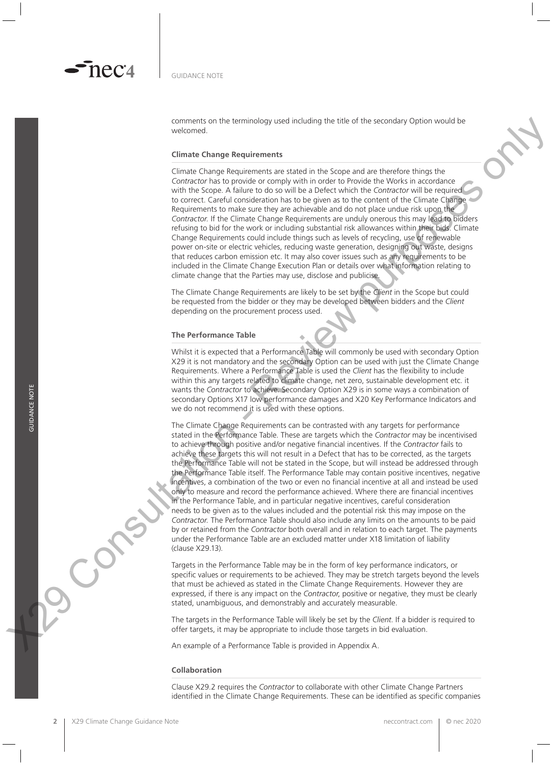comments on the terminology used including the title of the secondary Option would be welcomed.

### Climate Change Requirements

Climate Change Requirements are stated in the Scope and are therefore things the *Contractor* has to provide or comply with in order to Provide the Works in accordance with the Scope. A failure to do so will be a Defect which the *Contractor* will be required to correct. Careful consideration has to be given as to the content of the Climate Change Requirements to make sure they are achievable and do not place undue risk upon the *Contractor*. If the Climate Change Requirements are unduly onerous this may lead to bidders refusing to bid for the work or including substantial risk allowances within their bids. Climate Change Requirements could include things such as levels of recycling, use of renewable power on-site or electric vehicles, reducing waste generation, designing out waste, designs that reduces carbon emission etc. It may also cover issues such as any requirements to be included in the Climate Change Execution Plan or details over what information relating to climate change that the Parties may use, disclose and publicise.

The Climate Change Requirements are likely to be set by the *Client* in the Scope but could be requested from the bidder or they may be developed between bidders and the *Client* depending on the procurement process used.

### The Performance Table

Whilst it is expected that a Performance Table will commonly be used with secondary Option X29 it is not mandatory and the secondary Option can be used with just the Climate Change Requirements. Where a Performance Table is used the *Client* has the flexibility to include within this any targets related to climate change, net zero, sustainable development etc. it wants the *Contractor* to achieve. Secondary Option X29 is in some ways a combination of secondary Options X17 low performance damages and X20 Key Performance Indicators and we do not recommend it is used with these options.

The Climate Change Requirements can be contrasted with any targets for performance stated in the Performance Table. These are targets which the *Contractor* may be incentivised to achieve through positive and/or negative financial incentives. If the *Contractor* fails to achieve these targets this will not result in a Defect that has to be corrected, as the targets the Performance Table will not be stated in the Scope, but will instead be addressed through the Performance Table itself. The Performance Table may contain positive incentives, negative incentives, a combination of the two or even no financial incentive at all and instead be used only to measure and record the performance achieved. Where there are financial incentives in the Performance Table, and in particular negative incentives, careful consideration needs to be given as to the values included and the potential risk this may impose on the *Contractor*. The Performance Table should also include any limits on the amounts to be paid by or retained from the *Contractor* both overall and in relation to each target. The payments under the Performance Table are an excluded matter under X18 limitation of liability (clause X29.13).

Targets in the Performance Table may be in the form of key performance indicators, or specific values or requirements to be achieved. They may be stretch targets beyond the levels that must be achieved as stated in the Climate Change Requirements. However they are expressed, if there is any impact on the *Contractor*, positive or negative, they must be clearly stated, unambiguous, and demonstrably and accurately measurable.

The targets in the Performance Table will likely be set by the *Client*. If a bidder is required to offer targets, it may be appropriate to include those targets in bid evaluation.

An example of a Performance Table is provided in Appendix A.

### Collaboration

Clause X29.2 requires the *Contractor* to collaborate with other Climate Change Partners identified in the Climate Change Requirements. These can be identified as specific companies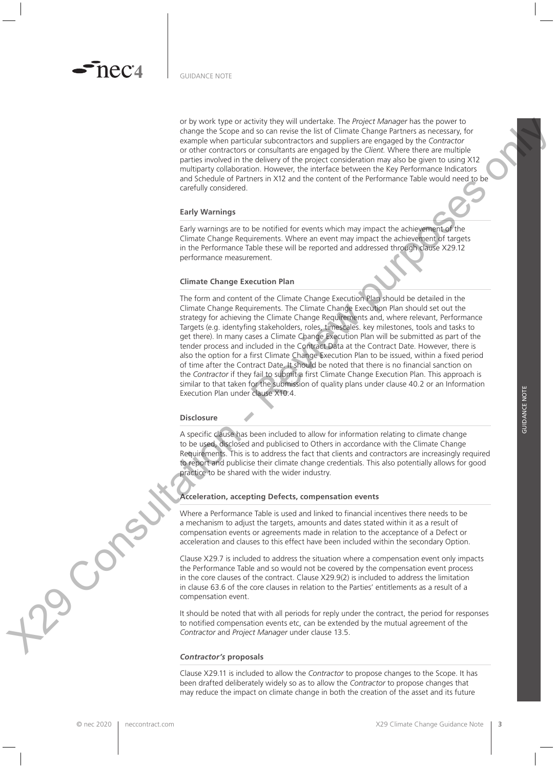or by work type or activity they will undertake. The *Project Manager* has the power to change the Scope and so can revise the list of Climate Change Partners as necessary, for example when particular subcontractors and suppliers are engaged by the *Contractor* or other contractors or consultants are engaged by the *Client*. Where there are multiple parties involved in the delivery of the project consideration may also be given to using X12 multiparty collaboration. However, the interface between the Key Performance Indicators and Schedule of Partners in X12 and the content of the Performance Table would need to be carefully considered.

### Early Warnings

Early warnings are to be notified for events which may impact the achievement of the Climate Change Requirements. Where an event may impact the achievement of targets in the Performance Table these will be reported and addressed through clause X29.12 performance measurement.

### Climate Change Execution Plan

The form and content of the Climate Change Execution Plan should be detailed in the Climate Change Requirements. The Climate Change Execution Plan should set out the strategy for achieving the Climate Change Requirements and, where relevant, Performance Targets (e.g. identyfing stakeholders, roles, timescales. key milestones, tools and tasks to get there). In many cases a Climate Change Execution Plan will be submitted as part of the tender process and included in the Contract Data at the Contract Date. However, there is also the option for a first Climate Change Execution Plan to be issued, within a fixed period of time after the Contract Date. It should be noted that there is no financial sanction on the *Contractor* if they fail to submit a first Climate Change Execution Plan. This approach is similar to that taken for the submission of quality plans under clause 40.2 or an Information Execution Plan under clause X10.4.

### Disclosure

A specific clause has been included to allow for information relating to climate change to be used, disclosed and publicised to Others in accordance with the Climate Change Requirements. This is to address the fact that clients and contractors are increasingly required to report and publicise their climate change credentials. This also potentially allows for good practice to be shared with the wider industry.

### Acceleration, accepting Defects, compensation events

Where a Performance Table is used and linked to financial incentives there needs to be a mechanism to adjust the targets, amounts and dates stated within it as a result of compensation events or agreements made in relation to the acceptance of a Defect or acceleration and clauses to this effect have been included within the secondary Option.

Clause X29.7 is included to address the situation where a compensation event only impacts the Performance Table and so would not be covered by the compensation event process in the core clauses of the contract. Clause X29.9(2) is included to address the limitation in clause 63.6 of the core clauses in relation to the Parties' entitlements as a result of a compensation event.

It should be noted that with all periods for reply under the contract, the period for responses to notified compensation events etc, can be extended by the mutual agreement of the *Contractor* and *Project Manager* under clause 13.5.

### *Contractor's* proposals

Clause X29.11 is included to allow the *Contractor* to propose changes to the Scope. It has been drafted deliberately widely so as to allow the *Contractor* to propose changes that may reduce the impact on climate change in both the creation of the asset and its future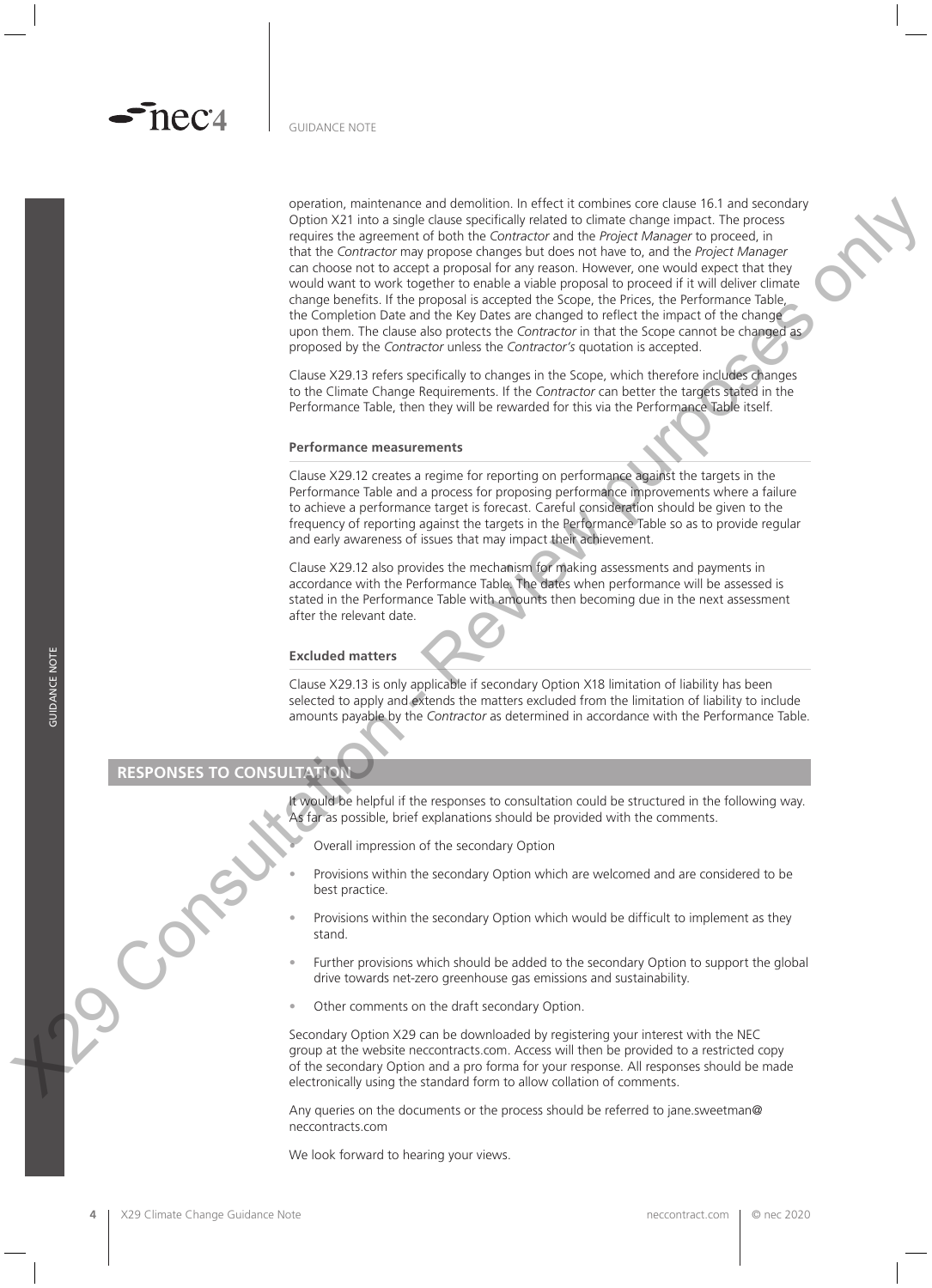operation, maintenance and demolition. In effect it combines core clause 16.1 and secondary Option X21 into a single clause specifically related to climate change impact. The process requires the agreement of both the *Contractor* and the *Project Manager* to proceed, in that the *Contractor* may propose changes but does not have to, and the *Project Manager* can choose not to accept a proposal for any reason. However, one would expect that they would want to work together to enable a viable proposal to proceed if it will deliver climate change benefits. If the proposal is accepted the Scope, the Prices, the Performance Table, the Completion Date and the Key Dates are changed to reflect the impact of the change upon them. The clause also protects the *Contractor* in that the Scope cannot be changed as proposed by the *Contractor* unless the *Contractor's* quotation is accepted.

Clause X29.13 refers specifically to changes in the Scope, which therefore includes changes to the Climate Change Requirements. If the *Contractor* can better the targets stated in the Performance Table, then they will be rewarded for this via the Performance Table itself.

**Performance measurements**

Clause X29.12 creates a regime for reporting on performance against the targets in the Performance Table and a process for proposing performance improvements where a failure to achieve a performance target is forecast. Careful consideration should be given to the frequency of reporting against the targets in the Performance Table so as to provide regular and early awareness of issues that may impact their achievement.

Clause X29.12 also provides the mechanism for making assessments and payments in accordance with the Performance Table. The dates when performance will be assessed is stated in the Performance Table with amounts then becoming due in the next assessment after the relevant date.

**Excluded matters**

Clause X29.13 is only applicable if secondary Option X18 limitation of liability has been selected to apply and extends the matters excluded from the limitation of liability to include amounts payable by the *Contractor* as determined in accordance with the Performance Table.

## RESPONSES TO CONSULTATION

It would be helpful if the responses to consultation could be structured in the following way. As far as possible, brief explanations should be provided with the comments.

- Overall impression of the secondary Option
- Provisions within the secondary Option which are welcomed and are considered to be best practice.
- Provisions within the secondary Option which would be difficult to implement as they stand.
- Further provisions which should be added to the secondary Option to support the global drive towards net-zero greenhouse gas emissions and sustainability.
- Other comments on the draft secondary Option.

Secondary Option X29 can be downloaded by registering your interest with the NEC group at the website neccontracts.com. Access will then be provided to a restricted copy of the secondary Option and a pro forma for your response. All responses should be made electronically using the standard form to allow collation of comments.

Any queries on the documents or the process should be referred to jane.sweetman@neccontracts.com

We look forward to hearing your views.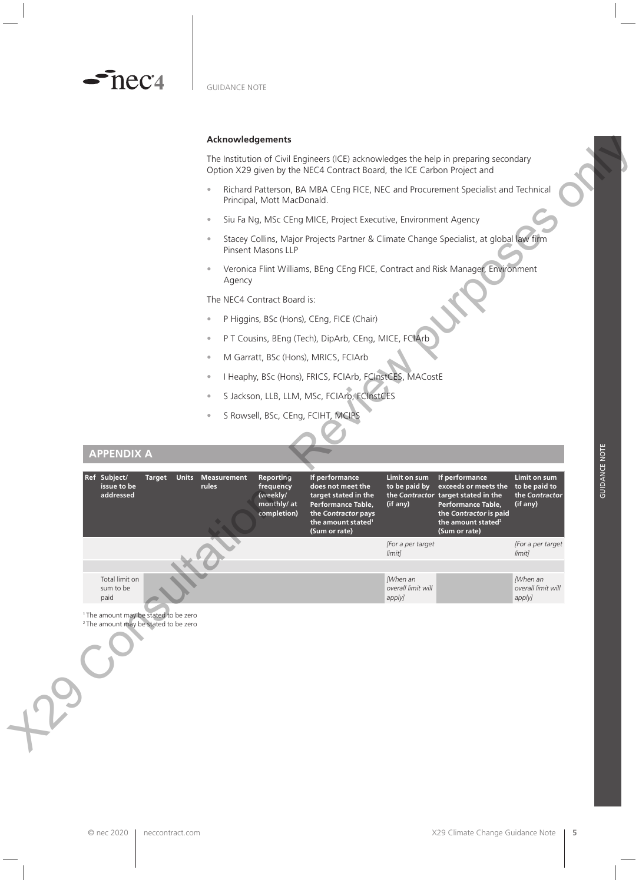**Acknowledgements**

The Institution of Civil Engineers (ICE) acknowledges the help in preparing secondary Option X29 given by the NEC4 Contract Board, the ICE Carbon Project and

- Richard Patterson, BA MBA CEng FICE, NEC and Procurement Specialist and Technical Principal, Mott MacDonald.
- Siu Fa Ng, MSc CEng MICE, Project Executive, Environment Agency
- Stacey Collins, Major Projects Partner & Climate Change Specialist, at global law firm Pinsent Masons LLP
- Veronica Flint Williams, BEng CEng FICE, Contract and Risk Manager, Environment Agency

The NEC4 Contract Board is:

- P Higgins, BSc (Hons), CEng, FICE (Chair)
- P T Cousins, BEng (Tech), DipArb, CEng, MICE, FCIArb
- M Garratt, BSc (Hons), MRICS, FCIArb
- I Heaphy, BSc (Hons), FRICS, FCIArb, FCInstCES, MACostE
- S Jackson, LLB, LLM, MSc, FCIArb, FCInstCES
- S Rowsell, BSc, CEng, FCIHT, MCIPS

## APPENDIX A

| Ref | Subject/ issue to be addressed | Target | Units | Measurement rules | Reporting frequency (weekly/ monthly/ at completion) | If performance does not meet the target stated in the Performance Table, the *Contractor* pays the amount stated[1] (Sum or rate) | Limit on sum to be paid by the *Contractor* (if any) | If performance exceeds or meets the target stated in the Performance Table, the *Contractor* is paid the amount stated[2] (Sum or rate) | Limit on sum to be paid to the *Contractor* (if any) |
|---|---|---|---|---|---|---|---|---|---|
| | | | | | | | *[For a per target limit]* | | *[For a per target limit]* |
| | | | | | | | | | |
| | Total limit on sum to be paid | | | | | | *[When an overall limit will apply]* | | *[When an overall limit will apply]* |

[1] The amount may be stated to be zero
[2] The amount may be stated to be zero